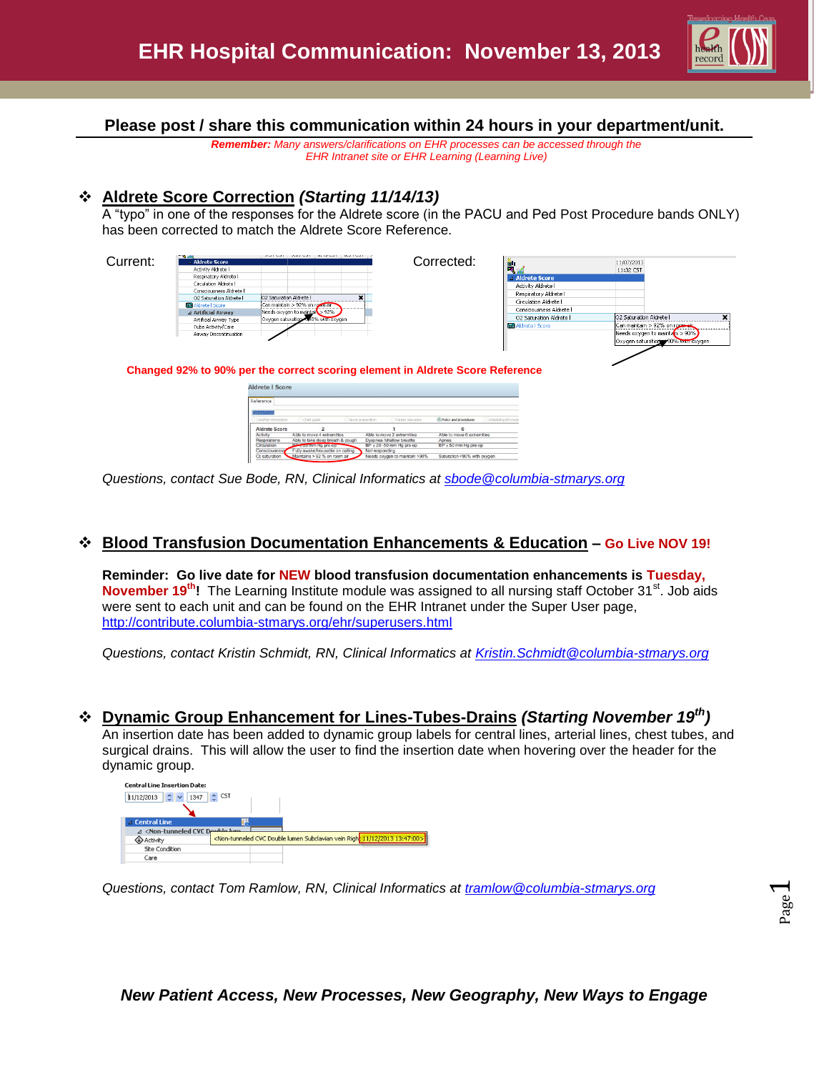# EHR Hospital Communication: November 13, 2013

**Please post / share this communication within 24 hours in your department/unit.**

***Remember:*** *Many answers/clarifications on EHR processes can be accessed through the EHR Intranet site or EHR Learning (Learning Live)*

## ❖ Aldrete Score Correction *(Starting 11/14/13)*

A "typo" in one of the responses for the Aldrete score (in the PACU and Ped Post Procedure bands ONLY) has been corrected to match the Aldrete Score Reference.

Current:

Corrected:

**Changed 92% to 90% per the correct scoring element in Aldrete Score Reference**

*Questions, contact Sue Bode, RN, Clinical Informatics at sbode@columbia-stmarys.org*

## ❖ Blood Transfusion Documentation Enhancements & Education – Go Live NOV 19!

**Reminder: Go live date for NEW blood transfusion documentation enhancements is Tuesday, November 19th!** The Learning Institute module was assigned to all nursing staff October 31st. Job aids were sent to each unit and can be found on the EHR Intranet under the Super User page, http://contribute.columbia-stmarys.org/ehr/superusers.html

*Questions, contact Kristin Schmidt, RN, Clinical Informatics at Kristin.Schmidt@columbia-stmarys.org*

## ❖ Dynamic Group Enhancement for Lines-Tubes-Drains *(Starting November 19th)*

An insertion date has been added to dynamic group labels for central lines, arterial lines, chest tubes, and surgical drains. This will allow the user to find the insertion date when hovering over the header for the dynamic group.

*Questions, contact Tom Ramlow, RN, Clinical Informatics at tramlow@columbia-stmarys.org*

***New Patient Access, New Processes, New Geography, New Ways to Engage***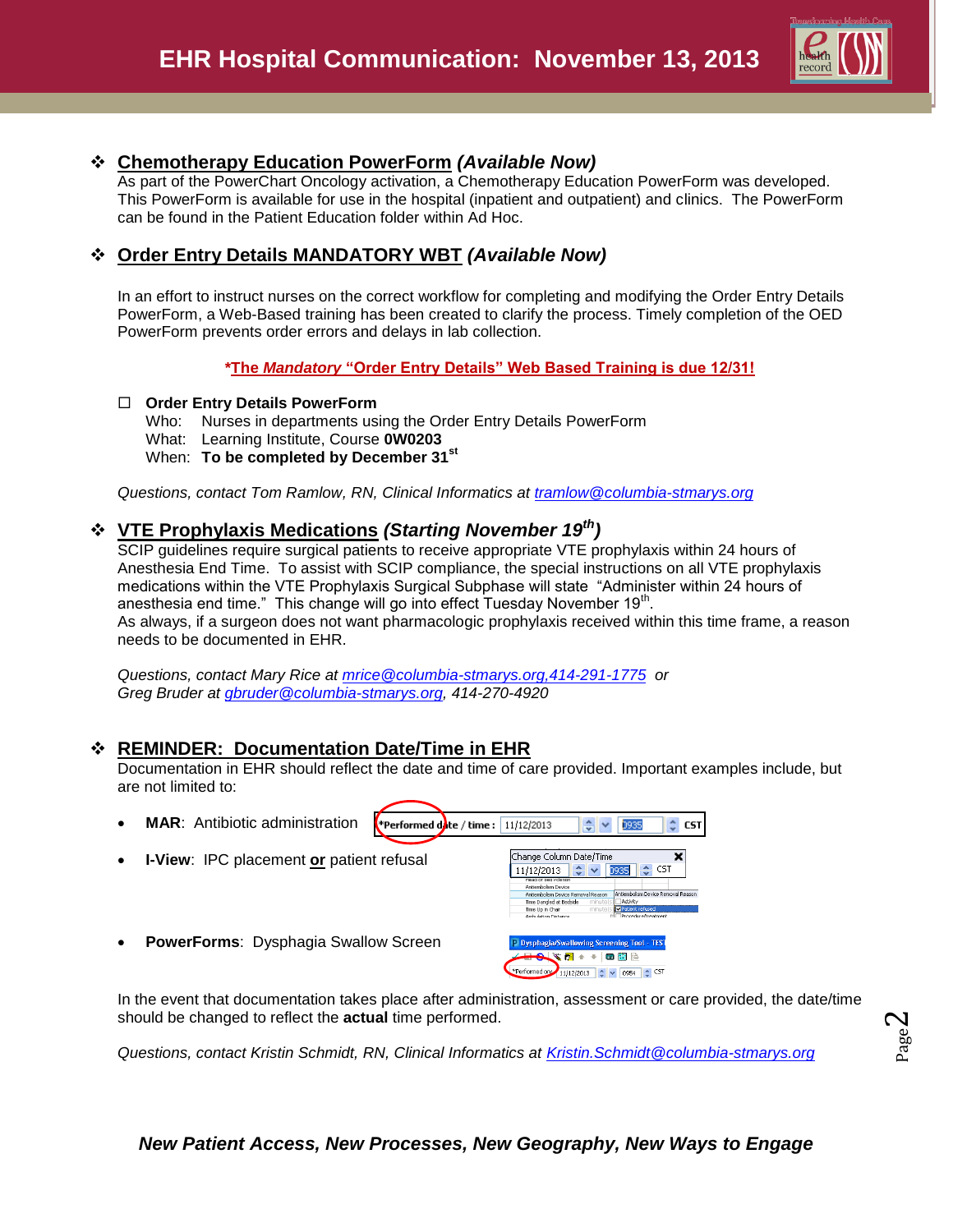# EHR Hospital Communication: November 13, 2013

## Chemotherapy Education PowerForm *(Available Now)*

As part of the PowerChart Oncology activation, a Chemotherapy Education PowerForm was developed. This PowerForm is available for use in the hospital (inpatient and outpatient) and clinics. The PowerForm can be found in the Patient Education folder within Ad Hoc.

## Order Entry Details MANDATORY WBT *(Available Now)*

In an effort to instruct nurses on the correct workflow for completing and modifying the Order Entry Details PowerForm, a Web-Based training has been created to clarify the process. Timely completion of the OED PowerForm prevents order errors and delays in lab collection.

**\*The *Mandatory* "Order Entry Details" Web Based Training is due 12/31!**

- ☐ **Order Entry Details PowerForm**
  - Who: Nurses in departments using the Order Entry Details PowerForm
  - What: Learning Institute, Course **0W0203**
  - When: **To be completed by December 31st**

*Questions, contact Tom Ramlow, RN, Clinical Informatics at tramlow@columbia-stmarys.org*

## VTE Prophylaxis Medications *(Starting November 19th)*

SCIP guidelines require surgical patients to receive appropriate VTE prophylaxis within 24 hours of Anesthesia End Time. To assist with SCIP compliance, the special instructions on all VTE prophylaxis medications within the VTE Prophylaxis Surgical Subphase will state "Administer within 24 hours of anesthesia end time." This change will go into effect Tuesday November 19th.

As always, if a surgeon does not want pharmacologic prophylaxis received within this time frame, a reason needs to be documented in EHR.

*Questions, contact Mary Rice at mrice@columbia-stmarys.org,414-291-1775 or Greg Bruder at gbruder@columbia-stmarys.org, 414-270-4920*

## REMINDER: Documentation Date/Time in EHR

Documentation in EHR should reflect the date and time of care provided. Important examples include, but are not limited to:

- **MAR**: Antibiotic administration
- **I-View**: IPC placement **or** patient refusal
- **PowerForms**: Dysphagia Swallow Screen

In the event that documentation takes place after administration, assessment or care provided, the date/time should be changed to reflect the **actual** time performed.

*Questions, contact Kristin Schmidt, RN, Clinical Informatics at Kristin.Schmidt@columbia-stmarys.org*

***New Patient Access, New Processes, New Geography, New Ways to Engage***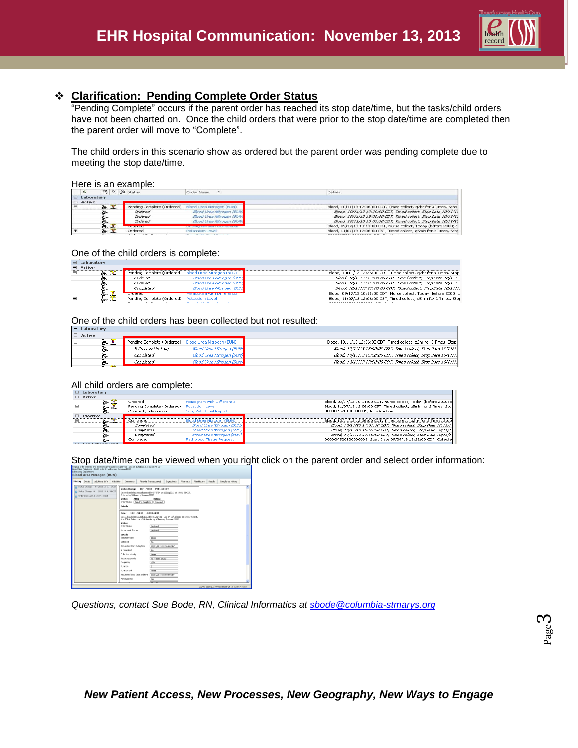## Clarification: Pending Complete Order Status

"Pending Complete" occurs if the parent order has reached its stop date/time, but the tasks/child orders have not been charted on. Once the child orders that were prior to the stop date/time are completed then the parent order will move to "Complete".

The child orders in this scenario show as ordered but the parent order was pending complete due to meeting the stop date/time.

Here is an example:

One of the child orders is complete:

One of the child orders has been collected but not resulted:

All child orders are complete:

Stop date/time can be viewed when you right click on the parent order and select order information:

*Questions, contact Sue Bode, RN, Clinical Informatics at sbode@columbia-stmarys.org*

***New Patient Access, New Processes, New Geography, New Ways to Engage***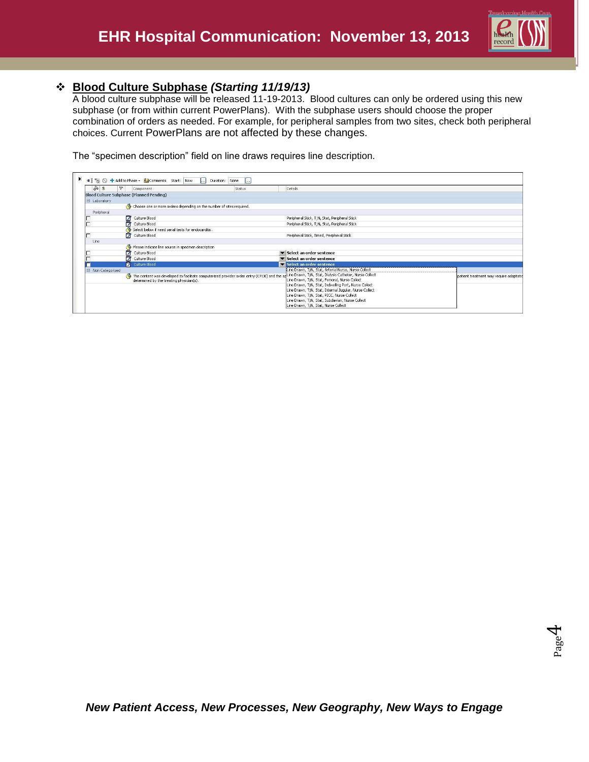## ❖ Blood Culture Subphase *(Starting 11/19/13)*

A blood culture subphase will be released 11-19-2013. Blood cultures can only be ordered using this new subphase (or from within current PowerPlans). With the subphase users should choose the proper combination of orders as needed. For example, for peripheral samples from two sites, check both peripheral choices. Current PowerPlans are not affected by these changes.

The "specimen description" field on line draws requires line description.

Add to Phase · Comments · Start: Now · Duration: None

| Component | Status | Details |
|---|---|---|
| **Blood Culture Subphase (Planned Pending)** | | |
| Laboratory | | |
| Choose one or more orders depending on the number of sites required. | | |
| Peripheral | | |
| Culture Blood | | Peripheral Stick, T;N, Stat, Peripheral Stick |
| Culture Blood | | Peripheral Stick, T;N, Stat, Peripheral Stick |
| Select below if need serial tests for endocarditis. | | |
| Culture Blood | | Peripheral Stick, Timed, Peripheral Stick |
| Line | | |
| Please indicate line source in specimen description | | |
| Culture Blood | | Select an order sentence |
| Culture Blood | | Select an order sentence |
| Culture Blood | | Select an order sentence |
| Non Categorized | | |
| The content was developed to facilitate computerized provider order entry (CPOE) and the ap... determined by the treating physician(s). | | ...patient treatment may require adaptatio... |

Order sentence options:

- Line Drawn, T;N, Stat, Arterial Nurse, Nurse Collect
- Line Drawn, T;N, Stat, Dialysis Catheter, Nurse Collect
- Line Drawn, T;N, Stat, Femoral, Nurse Collect
- Line Drawn, T;N, Stat, Indwelling Port, Nurse Collect
- Line Drawn, T;N, Stat, Internal Jugular, Nurse Collect
- Line Drawn, T;N, Stat, PICC, Nurse Collect
- Line Drawn, T;N, Stat, Subclavian, Nurse Collect
- Line Drawn, T;N, Stat, Nurse Collect